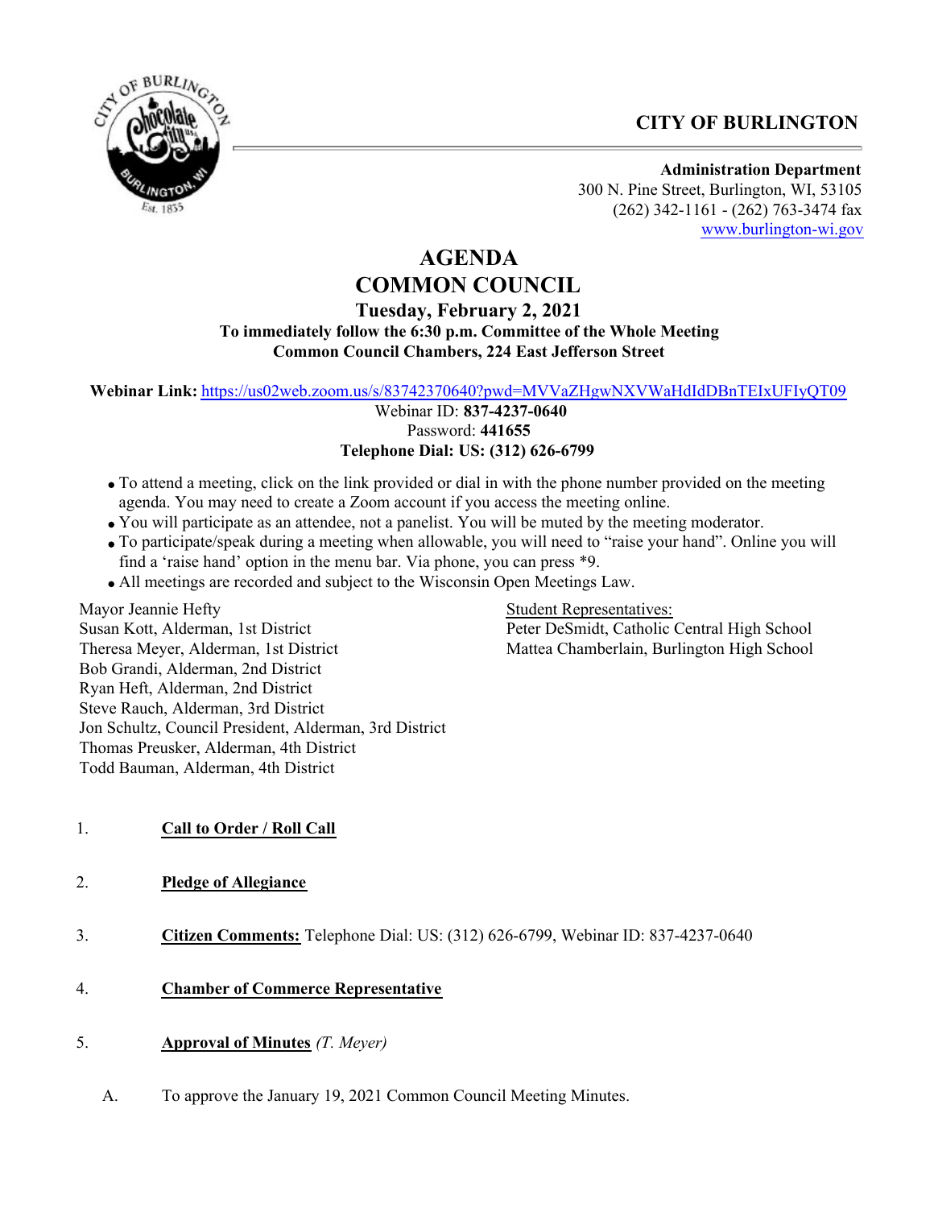**CITY OF BURLINGTON**

**Administration Department**
300 N. Pine Street, Burlington, WI, 53105
(262) 342-1161 - (262) 763-3474 fax
www.burlington-wi.gov

# AGENDA
# COMMON COUNCIL
## Tuesday, February 2, 2021
**To immediately follow the 6:30 p.m. Committee of the Whole Meeting**
**Common Council Chambers, 224 East Jefferson Street**

**Webinar Link:** https://us02web.zoom.us/s/83742370640?pwd=MVVaZHgwNXVWaHdIdDBnTEIxUFIyQT09
Webinar ID: **837-4237-0640**
Password: **441655**
**Telephone Dial: US: (312) 626-6799**

- To attend a meeting, click on the link provided or dial in with the phone number provided on the meeting agenda. You may need to create a Zoom account if you access the meeting online.
- You will participate as an attendee, not a panelist. You will be muted by the meeting moderator.
- To participate/speak during a meeting when allowable, you will need to "raise your hand". Online you will find a 'raise hand' option in the menu bar. Via phone, you can press *9.
- All meetings are recorded and subject to the Wisconsin Open Meetings Law.

Mayor Jeannie Hefty
Susan Kott, Alderman, 1st District
Theresa Meyer, Alderman, 1st District
Bob Grandi, Alderman, 2nd District
Ryan Heft, Alderman, 2nd District
Steve Rauch, Alderman, 3rd District
Jon Schultz, Council President, Alderman, 3rd District
Thomas Preusker, Alderman, 4th District
Todd Bauman, Alderman, 4th District

Student Representatives:
Peter DeSmidt, Catholic Central High School
Mattea Chamberlain, Burlington High School

1. **Call to Order / Roll Call**

2. **Pledge of Allegiance**

3. **Citizen Comments:** Telephone Dial: US: (312) 626-6799, Webinar ID: 837-4237-0640

4. **Chamber of Commerce Representative**

5. **Approval of Minutes** *(T. Meyer)*

   A. To approve the January 19, 2021 Common Council Meeting Minutes.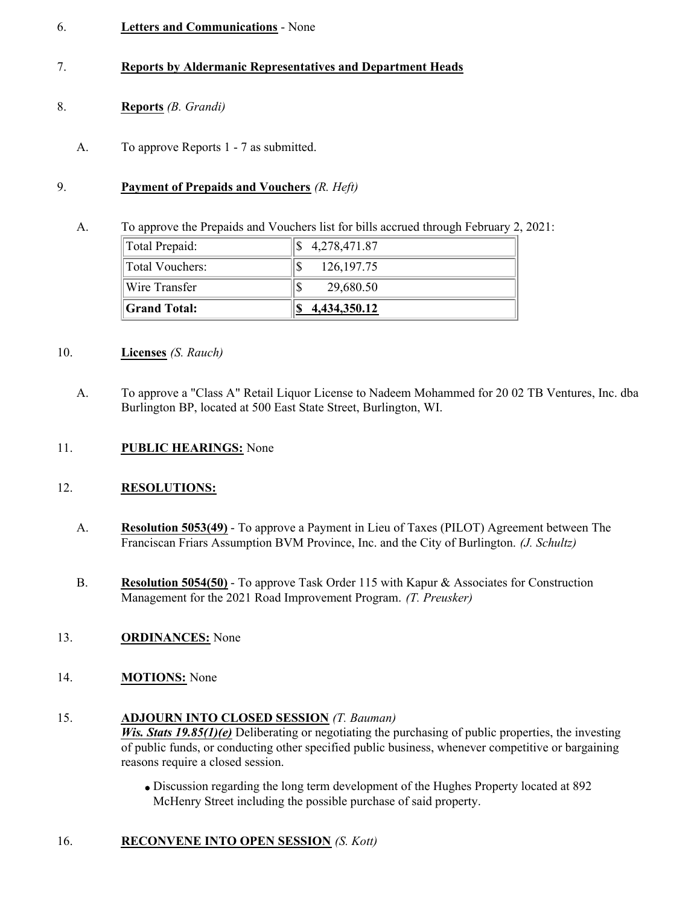6. **Letters and Communications** - None

7. **Reports by Aldermanic Representatives and Department Heads**

8. **Reports** *(B. Grandi)*

   A. To approve Reports 1 - 7 as submitted.

9. **Payment of Prepaids and Vouchers** *(R. Heft)*

   A. To approve the Prepaids and Vouchers list for bills accrued through February 2, 2021:

| Total Prepaid: | $ 4,278,471.87 |
|---|---|
| Total Vouchers: | $ 126,197.75 |
| Wire Transfer | $ 29,680.50 |
| **Grand Total:** | **$ 4,434,350.12** |

10. **Licenses** *(S. Rauch)*

    A. To approve a "Class A" Retail Liquor License to Nadeem Mohammed for 20 02 TB Ventures, Inc. dba Burlington BP, located at 500 East State Street, Burlington, WI.

11. **PUBLIC HEARINGS:** None

12. **RESOLUTIONS:**

    A. **Resolution 5053(49)** - To approve a Payment in Lieu of Taxes (PILOT) Agreement between The Franciscan Friars Assumption BVM Province, Inc. and the City of Burlington. *(J. Schultz)*

    B. **Resolution 5054(50)** - To approve Task Order 115 with Kapur & Associates for Construction Management for the 2021 Road Improvement Program. *(T. Preusker)*

13. **ORDINANCES:** None

14. **MOTIONS:** None

15. **ADJOURN INTO CLOSED SESSION** *(T. Bauman)*
    ***Wis. Stats 19.85(1)(e)*** Deliberating or negotiating the purchasing of public properties, the investing of public funds, or conducting other specified public business, whenever competitive or bargaining reasons require a closed session.

    - Discussion regarding the long term development of the Hughes Property located at 892 McHenry Street including the possible purchase of said property.

16. **RECONVENE INTO OPEN SESSION** *(S. Kott)*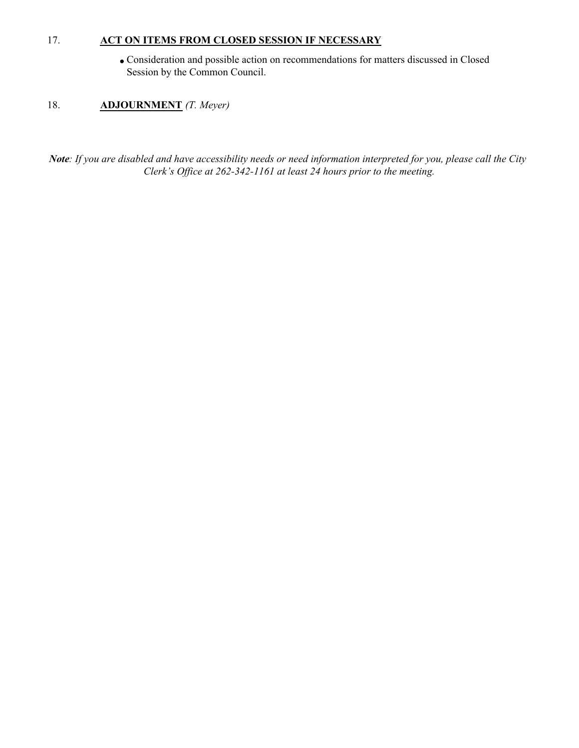17. **ACT ON ITEMS FROM CLOSED SESSION IF NECESSARY**

- Consideration and possible action on recommendations for matters discussed in Closed Session by the Common Council.

18. **ADJOURNMENT** *(T. Meyer)*

***Note****: If you are disabled and have accessibility needs or need information interpreted for you, please call the City Clerk's Office at 262-342-1161 at least 24 hours prior to the meeting.*